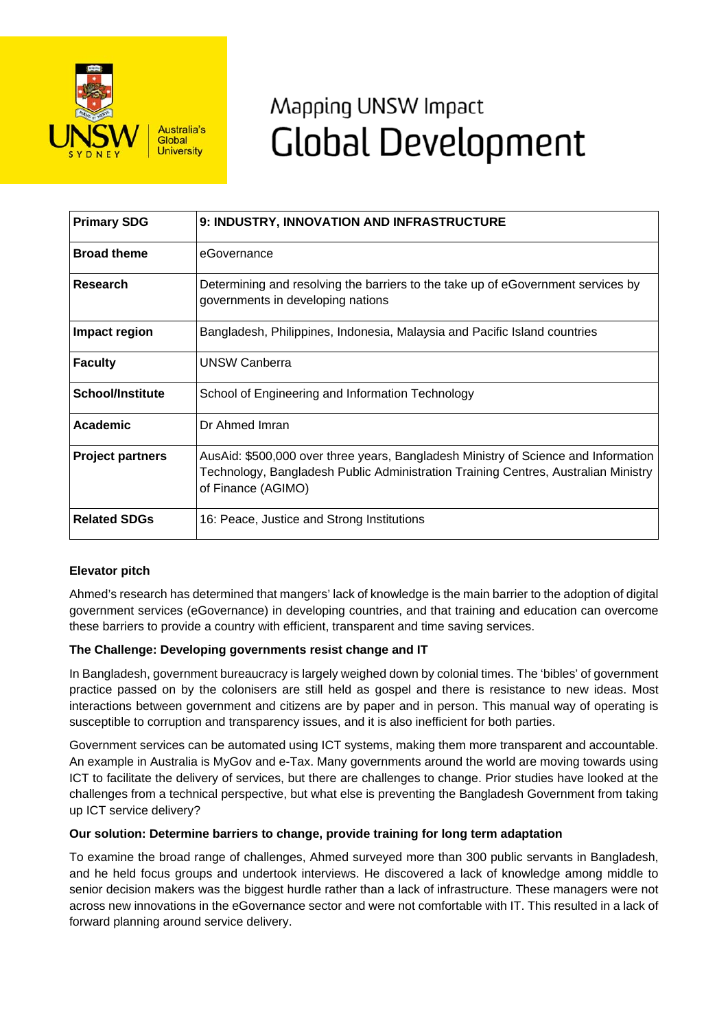# Mapping UNSW Impact
# Global Development

| Primary SDG | 9: INDUSTRY, INNOVATION AND INFRASTRUCTURE |
|---|---|
| **Broad theme** | eGovernance |
| **Research** | Determining and resolving the barriers to the take up of eGovernment services by governments in developing nations |
| **Impact region** | Bangladesh, Philippines, Indonesia, Malaysia and Pacific Island countries |
| **Faculty** | UNSW Canberra |
| **School/Institute** | School of Engineering and Information Technology |
| **Academic** | Dr Ahmed Imran |
| **Project partners** | AusAid: $500,000 over three years, Bangladesh Ministry of Science and Information Technology, Bangladesh Public Administration Training Centres, Australian Ministry of Finance (AGIMO) |
| **Related SDGs** | 16: Peace, Justice and Strong Institutions |

### Elevator pitch

Ahmed's research has determined that mangers' lack of knowledge is the main barrier to the adoption of digital government services (eGovernance) in developing countries, and that training and education can overcome these barriers to provide a country with efficient, transparent and time saving services.

### The Challenge: Developing governments resist change and IT

In Bangladesh, government bureaucracy is largely weighed down by colonial times. The 'bibles' of government practice passed on by the colonisers are still held as gospel and there is resistance to new ideas. Most interactions between government and citizens are by paper and in person. This manual way of operating is susceptible to corruption and transparency issues, and it is also inefficient for both parties.

Government services can be automated using ICT systems, making them more transparent and accountable. An example in Australia is MyGov and e-Tax. Many governments around the world are moving towards using ICT to facilitate the delivery of services, but there are challenges to change. Prior studies have looked at the challenges from a technical perspective, but what else is preventing the Bangladesh Government from taking up ICT service delivery?

### Our solution: Determine barriers to change, provide training for long term adaptation

To examine the broad range of challenges, Ahmed surveyed more than 300 public servants in Bangladesh, and he held focus groups and undertook interviews. He discovered a lack of knowledge among middle to senior decision makers was the biggest hurdle rather than a lack of infrastructure. These managers were not across new innovations in the eGovernance sector and were not comfortable with IT. This resulted in a lack of forward planning around service delivery.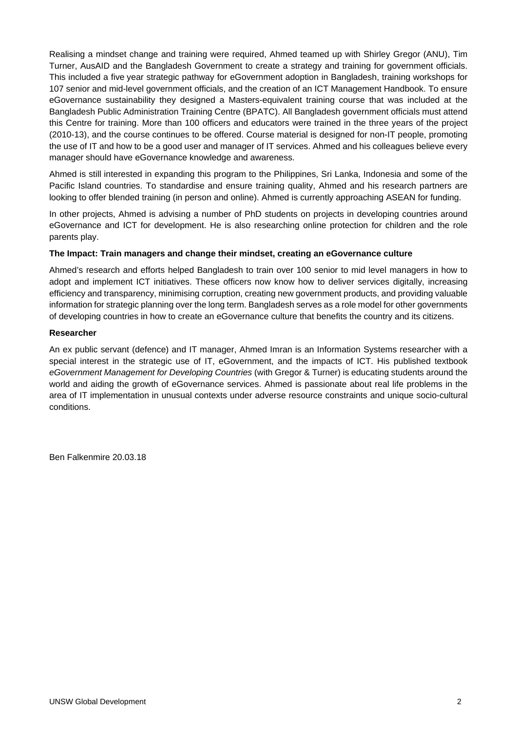Realising a mindset change and training were required, Ahmed teamed up with Shirley Gregor (ANU), Tim Turner, AusAID and the Bangladesh Government to create a strategy and training for government officials. This included a five year strategic pathway for eGovernment adoption in Bangladesh, training workshops for 107 senior and mid-level government officials, and the creation of an ICT Management Handbook. To ensure eGovernance sustainability they designed a Masters-equivalent training course that was included at the Bangladesh Public Administration Training Centre (BPATC). All Bangladesh government officials must attend this Centre for training. More than 100 officers and educators were trained in the three years of the project (2010-13), and the course continues to be offered. Course material is designed for non-IT people, promoting the use of IT and how to be a good user and manager of IT services. Ahmed and his colleagues believe every manager should have eGovernance knowledge and awareness.

Ahmed is still interested in expanding this program to the Philippines, Sri Lanka, Indonesia and some of the Pacific Island countries. To standardise and ensure training quality, Ahmed and his research partners are looking to offer blended training (in person and online). Ahmed is currently approaching ASEAN for funding.

In other projects, Ahmed is advising a number of PhD students on projects in developing countries around eGovernance and ICT for development. He is also researching online protection for children and the role parents play.

**The Impact: Train managers and change their mindset, creating an eGovernance culture**

Ahmed's research and efforts helped Bangladesh to train over 100 senior to mid level managers in how to adopt and implement ICT initiatives. These officers now know how to deliver services digitally, increasing efficiency and transparency, minimising corruption, creating new government products, and providing valuable information for strategic planning over the long term. Bangladesh serves as a role model for other governments of developing countries in how to create an eGovernance culture that benefits the country and its citizens.

**Researcher**

An ex public servant (defence) and IT manager, Ahmed Imran is an Information Systems researcher with a special interest in the strategic use of IT, eGovernment, and the impacts of ICT. His published textbook *eGovernment Management for Developing Countries* (with Gregor & Turner) is educating students around the world and aiding the growth of eGovernance services. Ahmed is passionate about real life problems in the area of IT implementation in unusual contexts under adverse resource constraints and unique socio-cultural conditions.

Ben Falkenmire 20.03.18